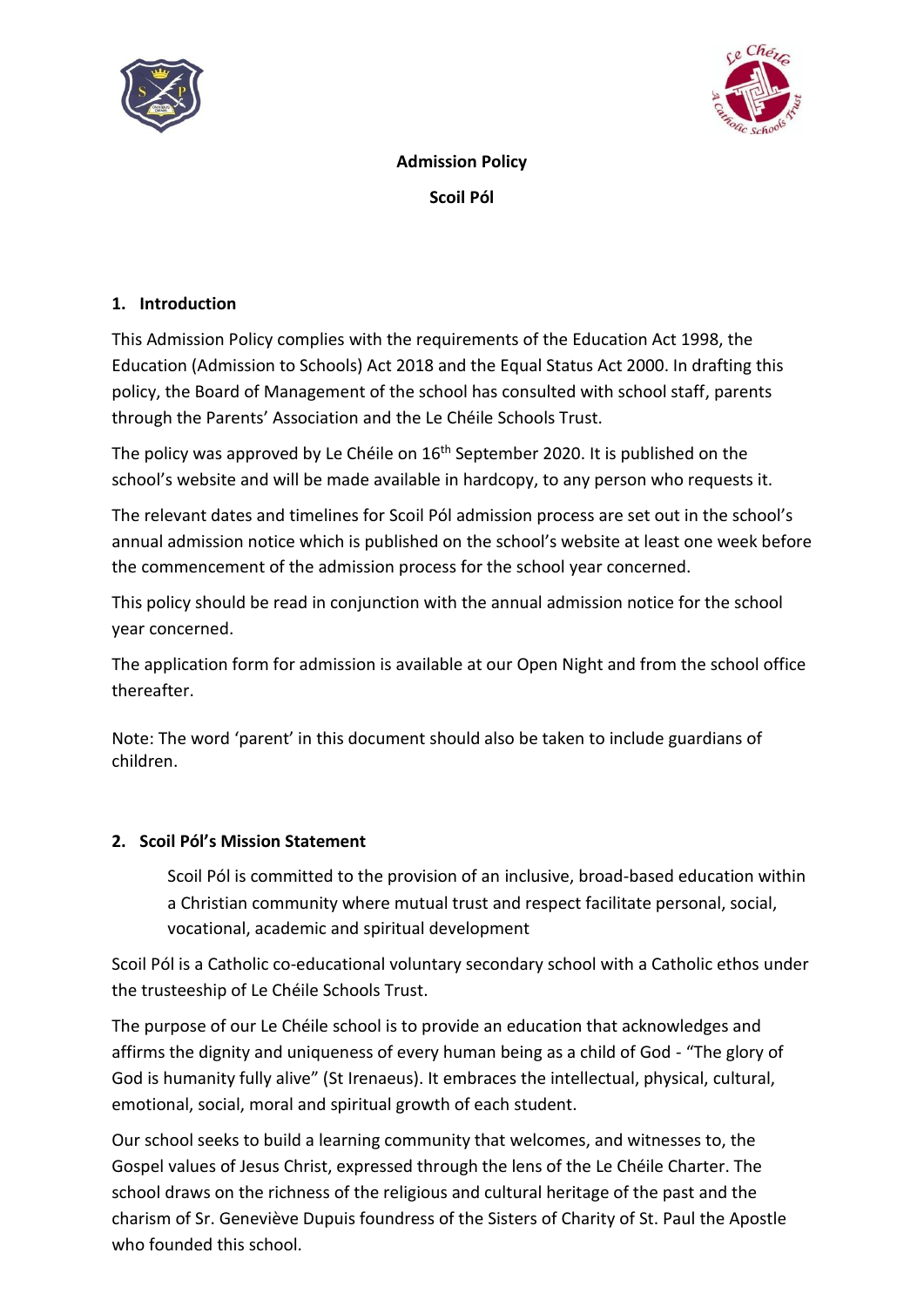# Admission Policy

## Scoil Pól

### 1. Introduction

This Admission Policy complies with the requirements of the Education Act 1998, the Education (Admission to Schools) Act 2018 and the Equal Status Act 2000. In drafting this policy, the Board of Management of the school has consulted with school staff, parents through the Parents' Association and the Le Chéile Schools Trust.

The policy was approved by Le Chéile on 16th September 2020. It is published on the school's website and will be made available in hardcopy, to any person who requests it.

The relevant dates and timelines for Scoil Pól admission process are set out in the school's annual admission notice which is published on the school's website at least one week before the commencement of the admission process for the school year concerned.

This policy should be read in conjunction with the annual admission notice for the school year concerned.

The application form for admission is available at our Open Night and from the school office thereafter.

Note: The word 'parent' in this document should also be taken to include guardians of children.

### 2. Scoil Pól's Mission Statement

> Scoil Pól is committed to the provision of an inclusive, broad-based education within a Christian community where mutual trust and respect facilitate personal, social, vocational, academic and spiritual development

Scoil Pól is a Catholic co-educational voluntary secondary school with a Catholic ethos under the trusteeship of Le Chéile Schools Trust.

The purpose of our Le Chéile school is to provide an education that acknowledges and affirms the dignity and uniqueness of every human being as a child of God - "The glory of God is humanity fully alive" (St Irenaeus). It embraces the intellectual, physical, cultural, emotional, social, moral and spiritual growth of each student.

Our school seeks to build a learning community that welcomes, and witnesses to, the Gospel values of Jesus Christ, expressed through the lens of the Le Chéile Charter. The school draws on the richness of the religious and cultural heritage of the past and the charism of Sr. Geneviève Dupuis foundress of the Sisters of Charity of St. Paul the Apostle who founded this school.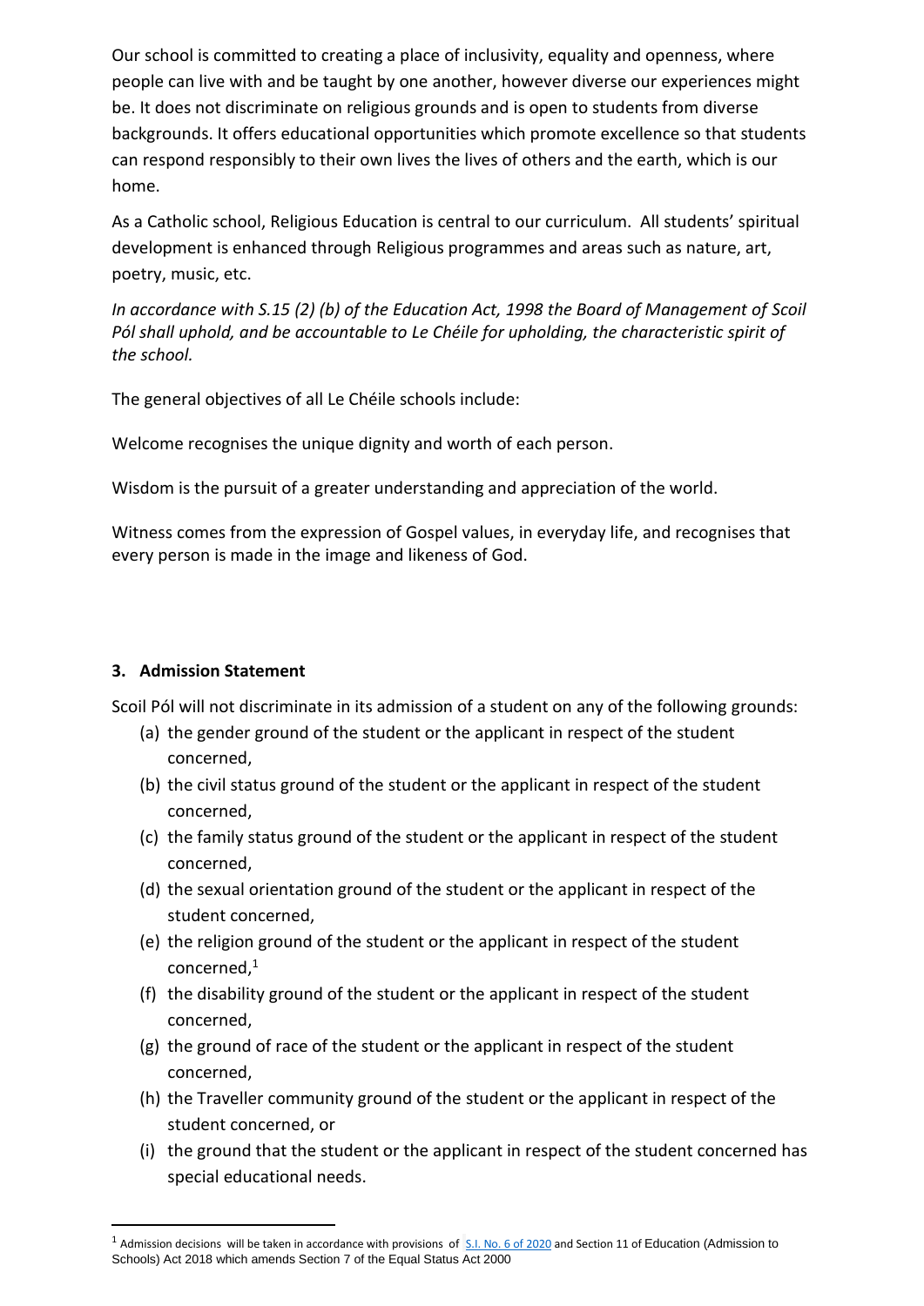Our school is committed to creating a place of inclusivity, equality and openness, where people can live with and be taught by one another, however diverse our experiences might be. It does not discriminate on religious grounds and is open to students from diverse backgrounds. It offers educational opportunities which promote excellence so that students can respond responsibly to their own lives the lives of others and the earth, which is our home.

As a Catholic school, Religious Education is central to our curriculum. All students' spiritual development is enhanced through Religious programmes and areas such as nature, art, poetry, music, etc.

*In accordance with S.15 (2) (b) of the Education Act, 1998 the Board of Management of Scoil Pól shall uphold, and be accountable to Le Chéile for upholding, the characteristic spirit of the school.*

The general objectives of all Le Chéile schools include:

Welcome recognises the unique dignity and worth of each person.

Wisdom is the pursuit of a greater understanding and appreciation of the world.

Witness comes from the expression of Gospel values, in everyday life, and recognises that every person is made in the image and likeness of God.

### 3. Admission Statement

Scoil Pól will not discriminate in its admission of a student on any of the following grounds:

(a) the gender ground of the student or the applicant in respect of the student concerned,

(b) the civil status ground of the student or the applicant in respect of the student concerned,

(c) the family status ground of the student or the applicant in respect of the student concerned,

(d) the sexual orientation ground of the student or the applicant in respect of the student concerned,

(e) the religion ground of the student or the applicant in respect of the student concerned,[1]

(f) the disability ground of the student or the applicant in respect of the student concerned,

(g) the ground of race of the student or the applicant in respect of the student concerned,

(h) the Traveller community ground of the student or the applicant in respect of the student concerned, or

(i) the ground that the student or the applicant in respect of the student concerned has special educational needs.

---

[1] Admission decisions will be taken in accordance with provisions of S.I. No. 6 of 2020 and Section 11 of Education (Admission to Schools) Act 2018 which amends Section 7 of the Equal Status Act 2000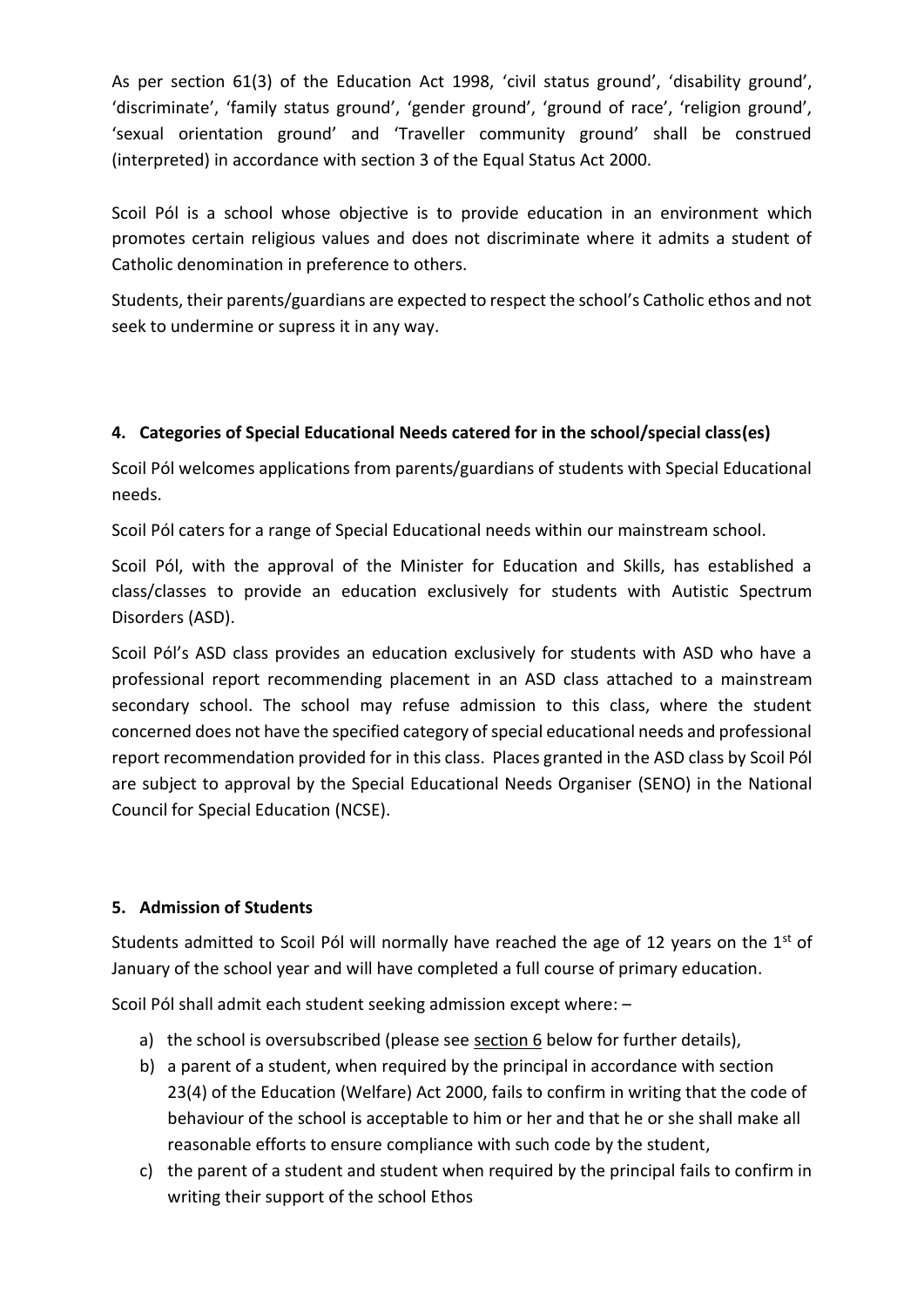As per section 61(3) of the Education Act 1998, 'civil status ground', 'disability ground', 'discriminate', 'family status ground', 'gender ground', 'ground of race', 'religion ground', 'sexual orientation ground' and 'Traveller community ground' shall be construed (interpreted) in accordance with section 3 of the Equal Status Act 2000.

Scoil Pól is a school whose objective is to provide education in an environment which promotes certain religious values and does not discriminate where it admits a student of Catholic denomination in preference to others.

Students, their parents/guardians are expected to respect the school's Catholic ethos and not seek to undermine or supress it in any way.

## 4. Categories of Special Educational Needs catered for in the school/special class(es)

Scoil Pól welcomes applications from parents/guardians of students with Special Educational needs.

Scoil Pól caters for a range of Special Educational needs within our mainstream school.

Scoil Pól, with the approval of the Minister for Education and Skills, has established a class/classes to provide an education exclusively for students with Autistic Spectrum Disorders (ASD).

Scoil Pól's ASD class provides an education exclusively for students with ASD who have a professional report recommending placement in an ASD class attached to a mainstream secondary school. The school may refuse admission to this class, where the student concerned does not have the specified category of special educational needs and professional report recommendation provided for in this class. Places granted in the ASD class by Scoil Pól are subject to approval by the Special Educational Needs Organiser (SENO) in the National Council for Special Education (NCSE).

## 5. Admission of Students

Students admitted to Scoil Pól will normally have reached the age of 12 years on the 1st of January of the school year and will have completed a full course of primary education.

Scoil Pól shall admit each student seeking admission except where: –

a) the school is oversubscribed (please see section 6 below for further details),
b) a parent of a student, when required by the principal in accordance with section 23(4) of the Education (Welfare) Act 2000, fails to confirm in writing that the code of behaviour of the school is acceptable to him or her and that he or she shall make all reasonable efforts to ensure compliance with such code by the student,
c) the parent of a student and student when required by the principal fails to confirm in writing their support of the school Ethos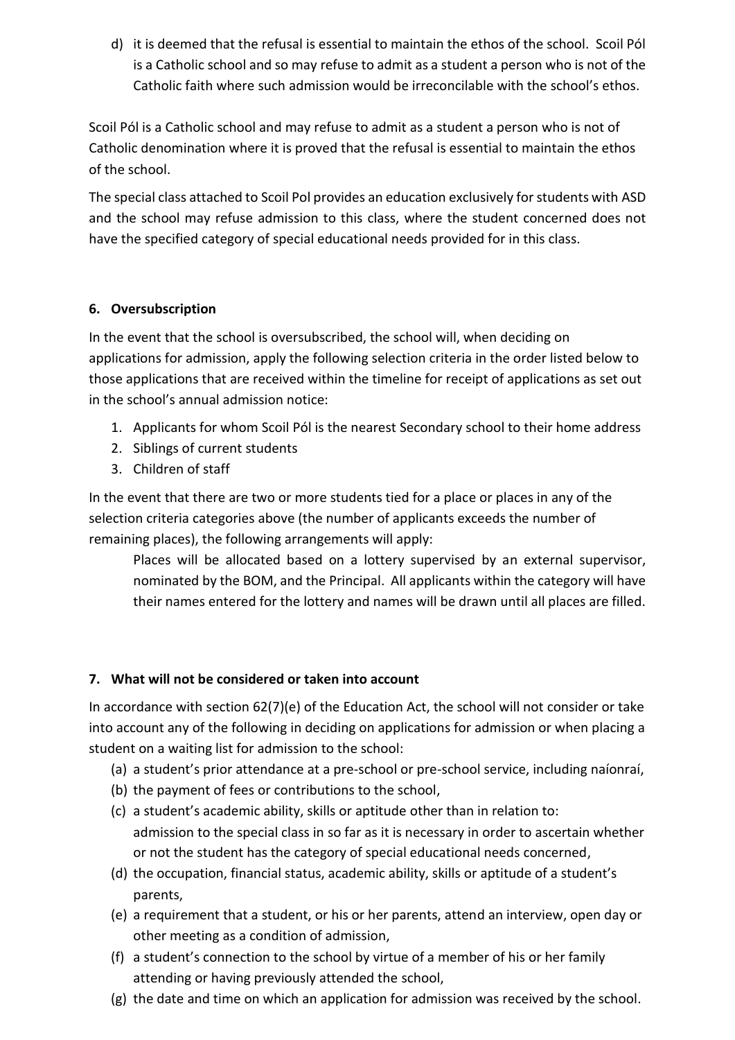d) it is deemed that the refusal is essential to maintain the ethos of the school. Scoil Pól is a Catholic school and so may refuse to admit as a student a person who is not of the Catholic faith where such admission would be irreconcilable with the school's ethos.

Scoil Pól is a Catholic school and may refuse to admit as a student a person who is not of Catholic denomination where it is proved that the refusal is essential to maintain the ethos of the school.

The special class attached to Scoil Pol provides an education exclusively for students with ASD and the school may refuse admission to this class, where the student concerned does not have the specified category of special educational needs provided for in this class.

## 6. Oversubscription

In the event that the school is oversubscribed, the school will, when deciding on applications for admission, apply the following selection criteria in the order listed below to those applications that are received within the timeline for receipt of applications as set out in the school's annual admission notice:

1. Applicants for whom Scoil Pól is the nearest Secondary school to their home address
2. Siblings of current students
3. Children of staff

In the event that there are two or more students tied for a place or places in any of the selection criteria categories above (the number of applicants exceeds the number of remaining places), the following arrangements will apply:

> Places will be allocated based on a lottery supervised by an external supervisor, nominated by the BOM, and the Principal. All applicants within the category will have their names entered for the lottery and names will be drawn until all places are filled.

## 7. What will not be considered or taken into account

In accordance with section 62(7)(e) of the Education Act, the school will not consider or take into account any of the following in deciding on applications for admission or when placing a student on a waiting list for admission to the school:

(a) a student's prior attendance at a pre-school or pre-school service, including naíonraí,
(b) the payment of fees or contributions to the school,
(c) a student's academic ability, skills or aptitude other than in relation to:
admission to the special class in so far as it is necessary in order to ascertain whether or not the student has the category of special educational needs concerned,
(d) the occupation, financial status, academic ability, skills or aptitude of a student's parents,
(e) a requirement that a student, or his or her parents, attend an interview, open day or other meeting as a condition of admission,
(f) a student's connection to the school by virtue of a member of his or her family attending or having previously attended the school,
(g) the date and time on which an application for admission was received by the school.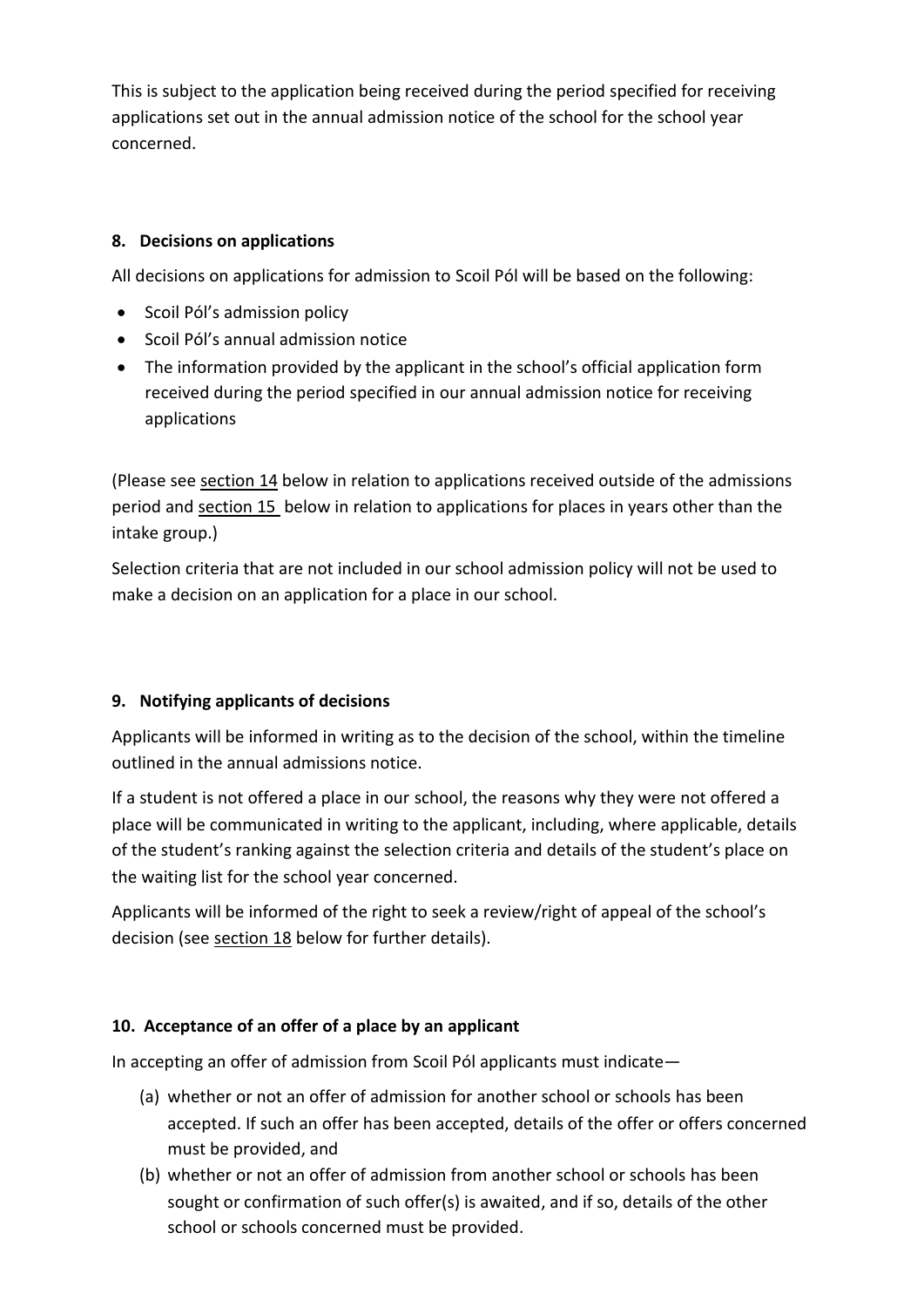This is subject to the application being received during the period specified for receiving applications set out in the annual admission notice of the school for the school year concerned.

## 8. Decisions on applications

All decisions on applications for admission to Scoil Pól will be based on the following:

- Scoil Pól's admission policy
- Scoil Pól's annual admission notice
- The information provided by the applicant in the school's official application form received during the period specified in our annual admission notice for receiving applications

(Please see section 14 below in relation to applications received outside of the admissions period and section 15 below in relation to applications for places in years other than the intake group.)

Selection criteria that are not included in our school admission policy will not be used to make a decision on an application for a place in our school.

## 9. Notifying applicants of decisions

Applicants will be informed in writing as to the decision of the school, within the timeline outlined in the annual admissions notice.

If a student is not offered a place in our school, the reasons why they were not offered a place will be communicated in writing to the applicant, including, where applicable, details of the student's ranking against the selection criteria and details of the student's place on the waiting list for the school year concerned.

Applicants will be informed of the right to seek a review/right of appeal of the school's decision (see section 18 below for further details).

## 10. Acceptance of an offer of a place by an applicant

In accepting an offer of admission from Scoil Pól applicants must indicate—

(a) whether or not an offer of admission for another school or schools has been accepted. If such an offer has been accepted, details of the offer or offers concerned must be provided, and

(b) whether or not an offer of admission from another school or schools has been sought or confirmation of such offer(s) is awaited, and if so, details of the other school or schools concerned must be provided.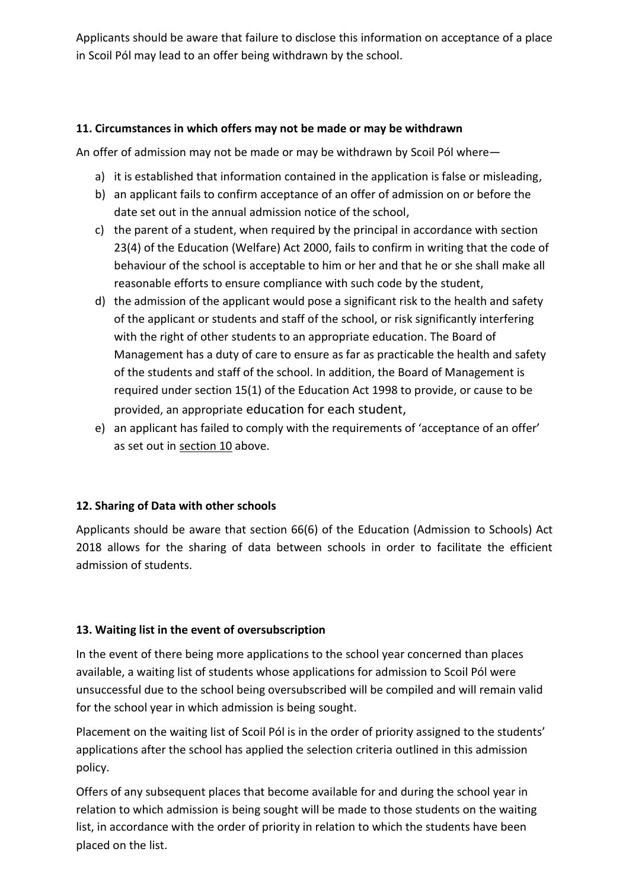Applicants should be aware that failure to disclose this information on acceptance of a place in Scoil Pól may lead to an offer being withdrawn by the school.

### 11. Circumstances in which offers may not be made or may be withdrawn

An offer of admission may not be made or may be withdrawn by Scoil Pól where—

a) it is established that information contained in the application is false or misleading,
b) an applicant fails to confirm acceptance of an offer of admission on or before the date set out in the annual admission notice of the school,
c) the parent of a student, when required by the principal in accordance with section 23(4) of the Education (Welfare) Act 2000, fails to confirm in writing that the code of behaviour of the school is acceptable to him or her and that he or she shall make all reasonable efforts to ensure compliance with such code by the student,
d) the admission of the applicant would pose a significant risk to the health and safety of the applicant or students and staff of the school, or risk significantly interfering with the right of other students to an appropriate education. The Board of Management has a duty of care to ensure as far as practicable the health and safety of the students and staff of the school. In addition, the Board of Management is required under section 15(1) of the Education Act 1998 to provide, or cause to be provided, an appropriate education for each student,
e) an applicant has failed to comply with the requirements of 'acceptance of an offer' as set out in section 10 above.

### 12. Sharing of Data with other schools

Applicants should be aware that section 66(6) of the Education (Admission to Schools) Act 2018 allows for the sharing of data between schools in order to facilitate the efficient admission of students.

### 13. Waiting list in the event of oversubscription

In the event of there being more applications to the school year concerned than places available, a waiting list of students whose applications for admission to Scoil Pól were unsuccessful due to the school being oversubscribed will be compiled and will remain valid for the school year in which admission is being sought.

Placement on the waiting list of Scoil Pól is in the order of priority assigned to the students' applications after the school has applied the selection criteria outlined in this admission policy.

Offers of any subsequent places that become available for and during the school year in relation to which admission is being sought will be made to those students on the waiting list, in accordance with the order of priority in relation to which the students have been placed on the list.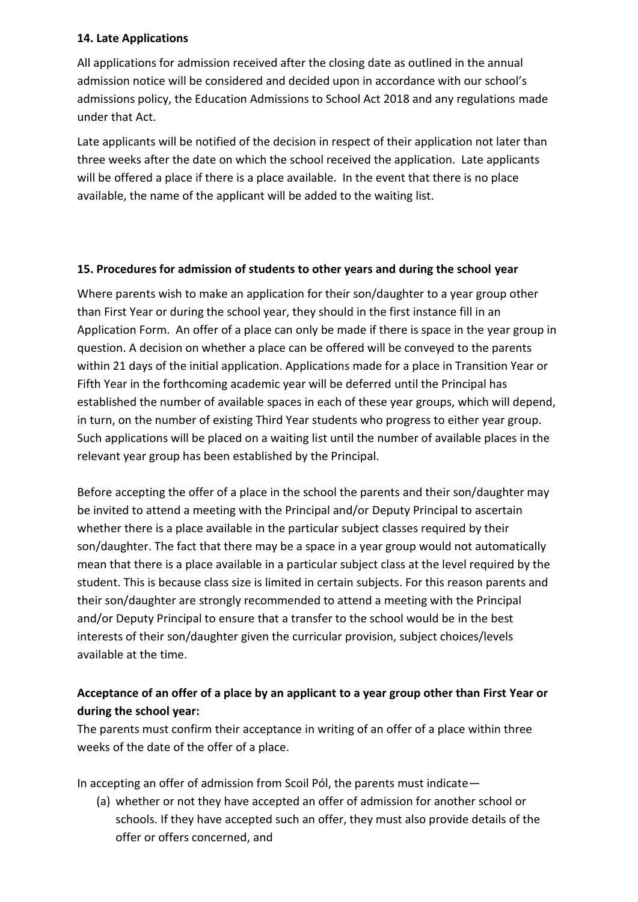## 14. Late Applications

All applications for admission received after the closing date as outlined in the annual admission notice will be considered and decided upon in accordance with our school's admissions policy, the Education Admissions to School Act 2018 and any regulations made under that Act.

Late applicants will be notified of the decision in respect of their application not later than three weeks after the date on which the school received the application. Late applicants will be offered a place if there is a place available. In the event that there is no place available, the name of the applicant will be added to the waiting list.

## 15. Procedures for admission of students to other years and during the school year

Where parents wish to make an application for their son/daughter to a year group other than First Year or during the school year, they should in the first instance fill in an Application Form. An offer of a place can only be made if there is space in the year group in question. A decision on whether a place can be offered will be conveyed to the parents within 21 days of the initial application. Applications made for a place in Transition Year or Fifth Year in the forthcoming academic year will be deferred until the Principal has established the number of available spaces in each of these year groups, which will depend, in turn, on the number of existing Third Year students who progress to either year group. Such applications will be placed on a waiting list until the number of available places in the relevant year group has been established by the Principal.

Before accepting the offer of a place in the school the parents and their son/daughter may be invited to attend a meeting with the Principal and/or Deputy Principal to ascertain whether there is a place available in the particular subject classes required by their son/daughter. The fact that there may be a space in a year group would not automatically mean that there is a place available in a particular subject class at the level required by the student. This is because class size is limited in certain subjects. For this reason parents and their son/daughter are strongly recommended to attend a meeting with the Principal and/or Deputy Principal to ensure that a transfer to the school would be in the best interests of their son/daughter given the curricular provision, subject choices/levels available at the time.

**Acceptance of an offer of a place by an applicant to a year group other than First Year or during the school year:**

The parents must confirm their acceptance in writing of an offer of a place within three weeks of the date of the offer of a place.

In accepting an offer of admission from Scoil Pól, the parents must indicate—

(a) whether or not they have accepted an offer of admission for another school or schools. If they have accepted such an offer, they must also provide details of the offer or offers concerned, and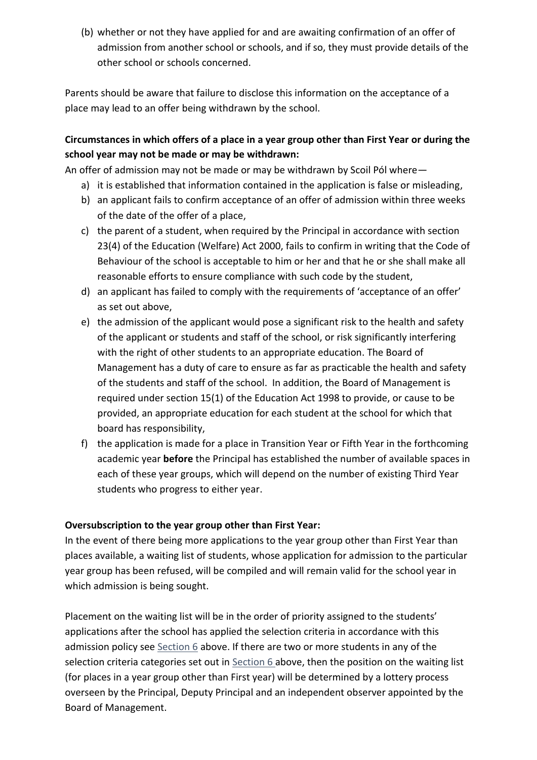(b) whether or not they have applied for and are awaiting confirmation of an offer of admission from another school or schools, and if so, they must provide details of the other school or schools concerned.

Parents should be aware that failure to disclose this information on the acceptance of a place may lead to an offer being withdrawn by the school.

**Circumstances in which offers of a place in a year group other than First Year or during the school year may not be made or may be withdrawn:**

An offer of admission may not be made or may be withdrawn by Scoil Pól where—

a) it is established that information contained in the application is false or misleading,
b) an applicant fails to confirm acceptance of an offer of admission within three weeks of the date of the offer of a place,
c) the parent of a student, when required by the Principal in accordance with section 23(4) of the Education (Welfare) Act 2000, fails to confirm in writing that the Code of Behaviour of the school is acceptable to him or her and that he or she shall make all reasonable efforts to ensure compliance with such code by the student,
d) an applicant has failed to comply with the requirements of 'acceptance of an offer' as set out above,
e) the admission of the applicant would pose a significant risk to the health and safety of the applicant or students and staff of the school, or risk significantly interfering with the right of other students to an appropriate education. The Board of Management has a duty of care to ensure as far as practicable the health and safety of the students and staff of the school. In addition, the Board of Management is required under section 15(1) of the Education Act 1998 to provide, or cause to be provided, an appropriate education for each student at the school for which that board has responsibility,
f) the application is made for a place in Transition Year or Fifth Year in the forthcoming academic year **before** the Principal has established the number of available spaces in each of these year groups, which will depend on the number of existing Third Year students who progress to either year.

**Oversubscription to the year group other than First Year:**

In the event of there being more applications to the year group other than First Year than places available, a waiting list of students, whose application for admission to the particular year group has been refused, will be compiled and will remain valid for the school year in which admission is being sought.

Placement on the waiting list will be in the order of priority assigned to the students' applications after the school has applied the selection criteria in accordance with this admission policy see Section 6 above. If there are two or more students in any of the selection criteria categories set out in Section 6 above, then the position on the waiting list (for places in a year group other than First year) will be determined by a lottery process overseen by the Principal, Deputy Principal and an independent observer appointed by the Board of Management.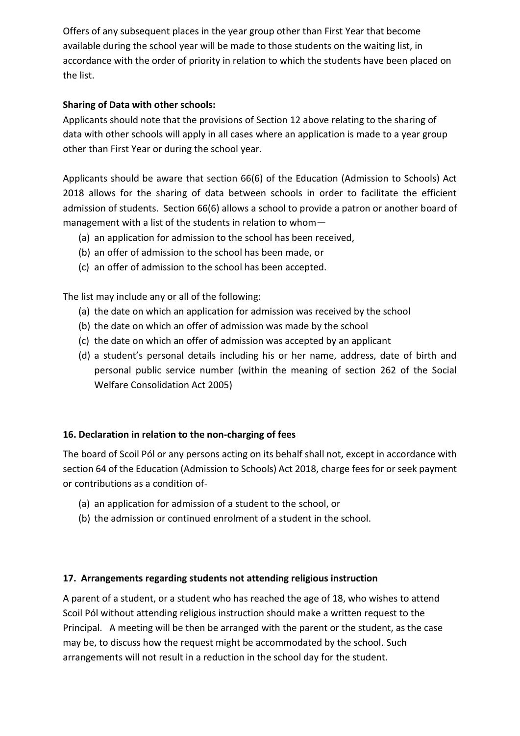Offers of any subsequent places in the year group other than First Year that become available during the school year will be made to those students on the waiting list, in accordance with the order of priority in relation to which the students have been placed on the list.

**Sharing of Data with other schools:**

Applicants should note that the provisions of Section 12 above relating to the sharing of data with other schools will apply in all cases where an application is made to a year group other than First Year or during the school year.

Applicants should be aware that section 66(6) of the Education (Admission to Schools) Act 2018 allows for the sharing of data between schools in order to facilitate the efficient admission of students. Section 66(6) allows a school to provide a patron or another board of management with a list of the students in relation to whom—

(a) an application for admission to the school has been received,
(b) an offer of admission to the school has been made, or
(c) an offer of admission to the school has been accepted.

The list may include any or all of the following:

(a) the date on which an application for admission was received by the school
(b) the date on which an offer of admission was made by the school
(c) the date on which an offer of admission was accepted by an applicant
(d) a student's personal details including his or her name, address, date of birth and personal public service number (within the meaning of section 262 of the Social Welfare Consolidation Act 2005)

### 16. Declaration in relation to the non-charging of fees

The board of Scoil Pól or any persons acting on its behalf shall not, except in accordance with section 64 of the Education (Admission to Schools) Act 2018, charge fees for or seek payment or contributions as a condition of-

(a) an application for admission of a student to the school, or
(b) the admission or continued enrolment of a student in the school.

### 17. Arrangements regarding students not attending religious instruction

A parent of a student, or a student who has reached the age of 18, who wishes to attend Scoil Pól without attending religious instruction should make a written request to the Principal. A meeting will be then be arranged with the parent or the student, as the case may be, to discuss how the request might be accommodated by the school. Such arrangements will not result in a reduction in the school day for the student.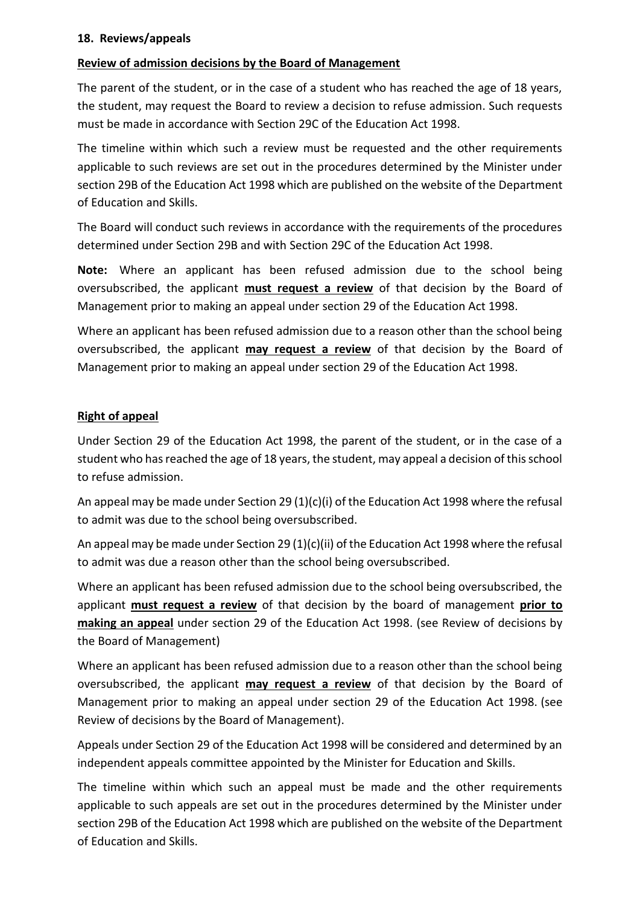## 18. Reviews/appeals

**Review of admission decisions by the Board of Management**

The parent of the student, or in the case of a student who has reached the age of 18 years, the student, may request the Board to review a decision to refuse admission. Such requests must be made in accordance with Section 29C of the Education Act 1998.

The timeline within which such a review must be requested and the other requirements applicable to such reviews are set out in the procedures determined by the Minister under section 29B of the Education Act 1998 which are published on the website of the Department of Education and Skills.

The Board will conduct such reviews in accordance with the requirements of the procedures determined under Section 29B and with Section 29C of the Education Act 1998.

**Note:** Where an applicant has been refused admission due to the school being oversubscribed, the applicant **must request a review** of that decision by the Board of Management prior to making an appeal under section 29 of the Education Act 1998.

Where an applicant has been refused admission due to a reason other than the school being oversubscribed, the applicant **may request a review** of that decision by the Board of Management prior to making an appeal under section 29 of the Education Act 1998.

**Right of appeal**

Under Section 29 of the Education Act 1998, the parent of the student, or in the case of a student who has reached the age of 18 years, the student, may appeal a decision of this school to refuse admission.

An appeal may be made under Section 29 (1)(c)(i) of the Education Act 1998 where the refusal to admit was due to the school being oversubscribed.

An appeal may be made under Section 29 (1)(c)(ii) of the Education Act 1998 where the refusal to admit was due a reason other than the school being oversubscribed.

Where an applicant has been refused admission due to the school being oversubscribed, the applicant **must request a review** of that decision by the board of management **prior to making an appeal** under section 29 of the Education Act 1998. (see Review of decisions by the Board of Management)

Where an applicant has been refused admission due to a reason other than the school being oversubscribed, the applicant **may request a review** of that decision by the Board of Management prior to making an appeal under section 29 of the Education Act 1998. (see Review of decisions by the Board of Management).

Appeals under Section 29 of the Education Act 1998 will be considered and determined by an independent appeals committee appointed by the Minister for Education and Skills.

The timeline within which such an appeal must be made and the other requirements applicable to such appeals are set out in the procedures determined by the Minister under section 29B of the Education Act 1998 which are published on the website of the Department of Education and Skills.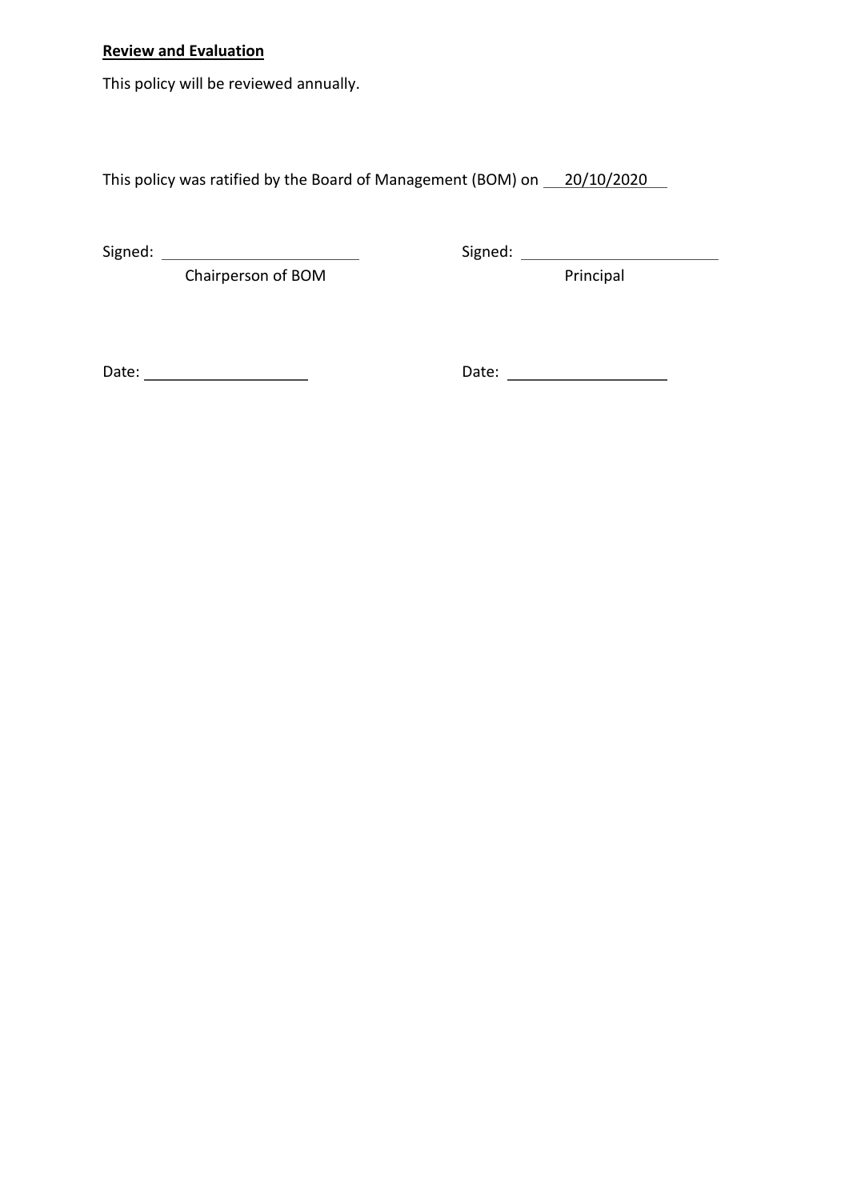**<u>Review and Evaluation</u>**

This policy will be reviewed annually.

This policy was ratified by the Board of Management (BOM) on 20/10/2020

Signed: ______________________
Chairperson of BOM

Signed: ______________________
Principal

Date: ____________________

Date: ____________________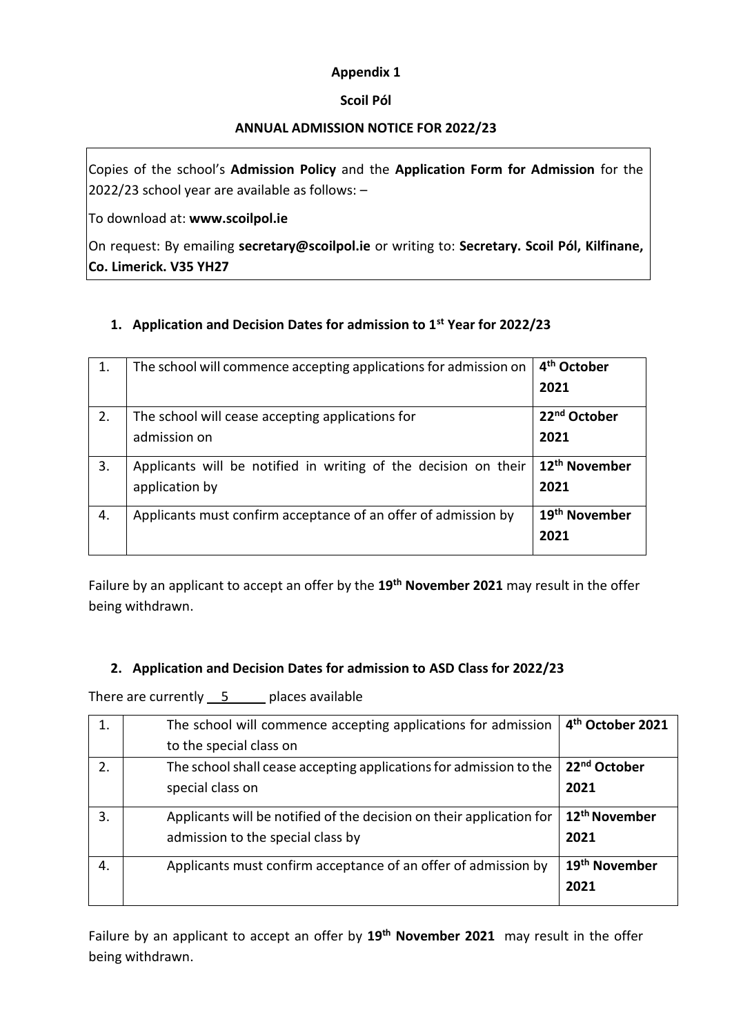**Appendix 1**

**Scoil Pól**

**ANNUAL ADMISSION NOTICE FOR 2022/23**

Copies of the school's **Admission Policy** and the **Application Form for Admission** for the 2022/23 school year are available as follows: –

To download at: **www.scoilpol.ie**

On request: By emailing **secretary@scoilpol.ie** or writing to: **Secretary. Scoil Pól, Kilfinane, Co. Limerick. V35 YH27**

## 1. Application and Decision Dates for admission to 1st Year for 2022/23

| | | |
|---|---|---|
| 1. | The school will commence accepting applications for admission on | **4th October 2021** |
| 2. | The school will cease accepting applications for admission on | **22nd October 2021** |
| 3. | Applicants will be notified in writing of the decision on their application by | **12th November 2021** |
| 4. | Applicants must confirm acceptance of an offer of admission by | **19th November 2021** |

Failure by an applicant to accept an offer by the **19th November 2021** may result in the offer being withdrawn.

## 2. Application and Decision Dates for admission to ASD Class for 2022/23

There are currently 5 places available

| | | |
|---|---|---|
| 1. | The school will commence accepting applications for admission to the special class on | **4th October 2021** |
| 2. | The school shall cease accepting applications for admission to the special class on | **22nd October 2021** |
| 3. | Applicants will be notified of the decision on their application for admission to the special class by | **12th November 2021** |
| 4. | Applicants must confirm acceptance of an offer of admission by | **19th November 2021** |

Failure by an applicant to accept an offer by **19th November 2021** may result in the offer being withdrawn.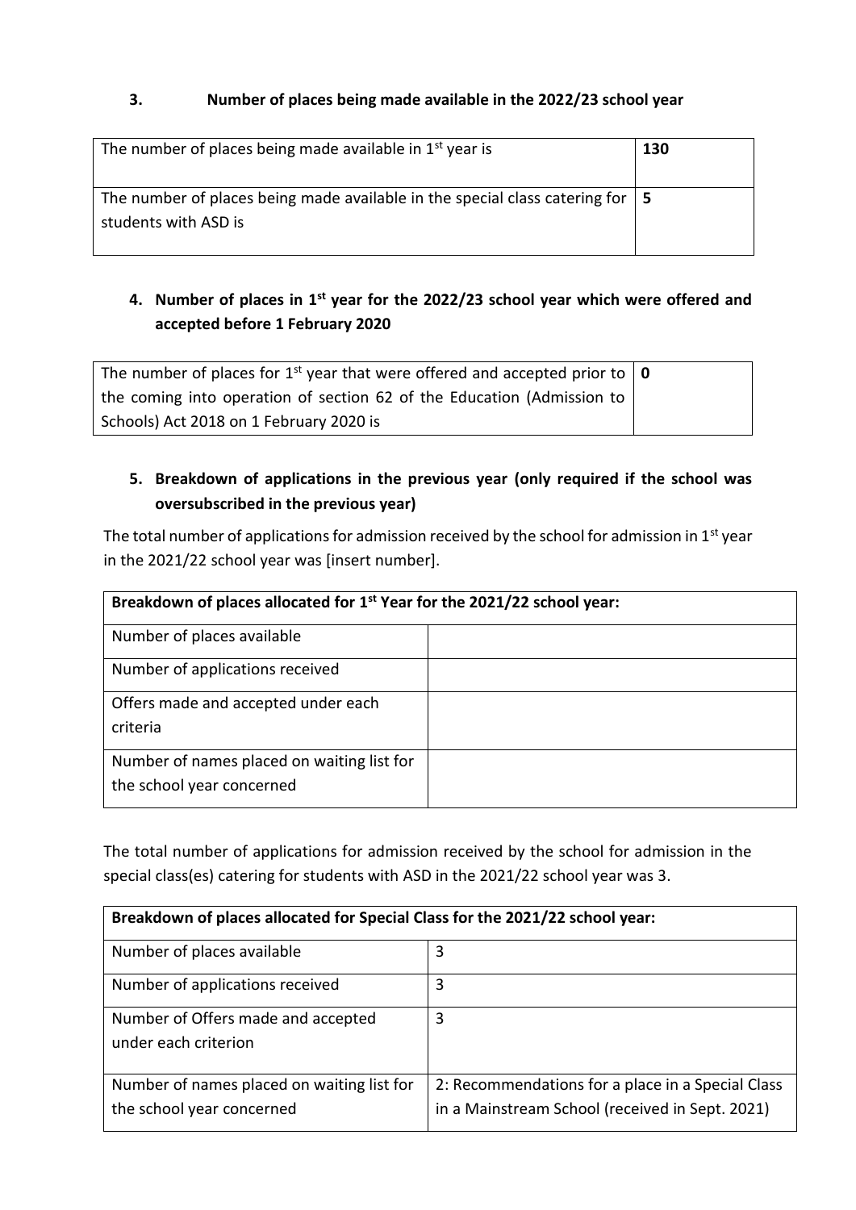## 3. Number of places being made available in the 2022/23 school year

| | |
|---|---|
| The number of places being made available in 1st year is | **130** |
| The number of places being made available in the special class catering for students with ASD is | **5** |

## 4. Number of places in 1st year for the 2022/23 school year which were offered and accepted before 1 February 2020

| | |
|---|---|
| The number of places for 1st year that were offered and accepted prior to the coming into operation of section 62 of the Education (Admission to Schools) Act 2018 on 1 February 2020 is | **0** |

## 5. Breakdown of applications in the previous year (only required if the school was oversubscribed in the previous year)

The total number of applications for admission received by the school for admission in 1st year in the 2021/22 school year was [insert number].

| **Breakdown of places allocated for 1st Year for the 2021/22 school year:** | |
|---|---|
| Number of places available | |
| Number of applications received | |
| Offers made and accepted under each criteria | |
| Number of names placed on waiting list for the school year concerned | |

The total number of applications for admission received by the school for admission in the special class(es) catering for students with ASD in the 2021/22 school year was 3.

| **Breakdown of places allocated for Special Class for the 2021/22 school year:** | |
|---|---|
| Number of places available | 3 |
| Number of applications received | 3 |
| Number of Offers made and accepted under each criterion | 3 |
| Number of names placed on waiting list for the school year concerned | 2: Recommendations for a place in a Special Class in a Mainstream School (received in Sept. 2021) |